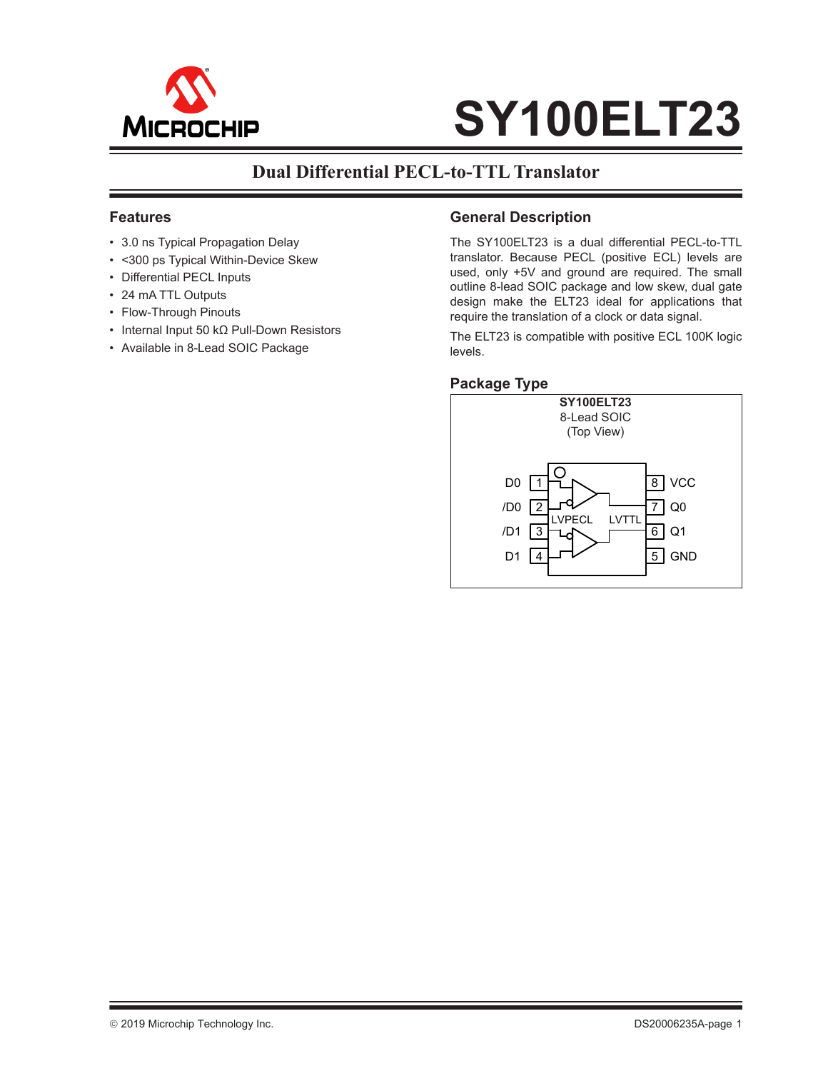# SY100ELT23

## Dual Differential PECL-to-TTL Translator

## Features

- 3.0 ns Typical Propagation Delay
- <300 ps Typical Within-Device Skew
- Differential PECL Inputs
- 24 mA TTL Outputs
- Flow-Through Pinouts
- Internal Input 50 kΩ Pull-Down Resistors
- Available in 8-Lead SOIC Package

## General Description

The SY100ELT23 is a dual differential PECL-to-TTL translator. Because PECL (positive ECL) levels are used, only +5V and ground are required. The small outline 8-lead SOIC package and low skew, dual gate design make the ELT23 ideal for applications that require the translation of a clock or data signal.

The ELT23 is compatible with positive ECL 100K logic levels.

## Package Type

**SY100ELT23**
8-Lead SOIC
(Top View)

| Pin | Name | Pin | Name |
|---|---|---|---|
| 1 | D0 | 8 | VCC |
| 2 | /D0 | 7 | Q0 |
| 3 | /D1 | 6 | Q1 |
| 4 | D1 | 5 | GND |

LVPECL → LVTTL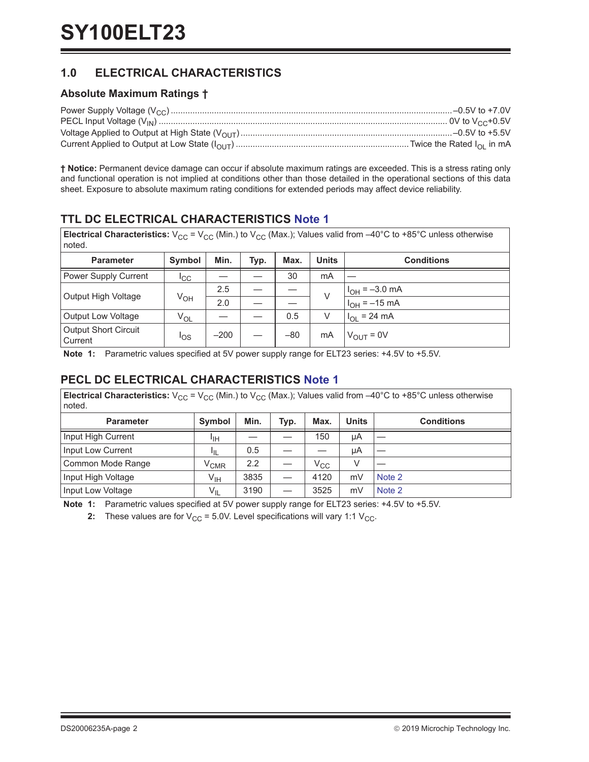## 1.0 ELECTRICAL CHARACTERISTICS

### Absolute Maximum Ratings †

Power Supply Voltage ($V_{CC}$) ............ –0.5V to +7.0V
PECL Input Voltage ($V_{IN}$) ............ 0V to $V_{CC}$+0.5V
Voltage Applied to Output at High State ($V_{OUT}$) ............ –0.5V to +5.5V
Current Applied to Output at Low State ($I_{OUT}$) ............ Twice the Rated $I_{OL}$ in mA

**† Notice:** Permanent device damage can occur if absolute maximum ratings are exceeded. This is a stress rating only and functional operation is not implied at conditions other than those detailed in the operational sections of this data sheet. Exposure to absolute maximum rating conditions for extended periods may affect device reliability.

### TTL DC ELECTRICAL CHARACTERISTICS Note 1

**Electrical Characteristics:** $V_{CC}$ = $V_{CC}$ (Min.) to $V_{CC}$ (Max.); Values valid from –40°C to +85°C unless otherwise noted.

| Parameter | Symbol | Min. | Typ. | Max. | Units | Conditions |
|---|---|---|---|---|---|---|
| Power Supply Current | $I_{CC}$ | — | — | 30 | mA | — |
| Output High Voltage | $V_{OH}$ | 2.5 | — | — | V | $I_{OH}$ = –3.0 mA |
| | | 2.0 | — | — | | $I_{OH}$ = –15 mA |
| Output Low Voltage | $V_{OL}$ | — | — | 0.5 | V | $I_{OL}$ = 24 mA |
| Output Short Circuit Current | $I_{OS}$ | –200 | — | –80 | mA | $V_{OUT}$ = 0V |

**Note 1:** Parametric values specified at 5V power supply range for ELT23 series: +4.5V to +5.5V.

### PECL DC ELECTRICAL CHARACTERISTICS Note 1

**Electrical Characteristics:** $V_{CC}$ = $V_{CC}$ (Min.) to $V_{CC}$ (Max.); Values valid from –40°C to +85°C unless otherwise noted.

| Parameter | Symbol | Min. | Typ. | Max. | Units | Conditions |
|---|---|---|---|---|---|---|
| Input High Current | $I_{IH}$ | — | — | 150 | µA | — |
| Input Low Current | $I_{IL}$ | 0.5 | — | — | µA | — |
| Common Mode Range | $V_{CMR}$ | 2.2 | — | $V_{CC}$ | V | — |
| Input High Voltage | $V_{IH}$ | 3835 | — | 4120 | mV | Note 2 |
| Input Low Voltage | $V_{IL}$ | 3190 | — | 3525 | mV | Note 2 |

**Note 1:** Parametric values specified at 5V power supply range for ELT23 series: +4.5V to +5.5V.

**2:** These values are for $V_{CC}$ = 5.0V. Level specifications will vary 1:1 $V_{CC}$.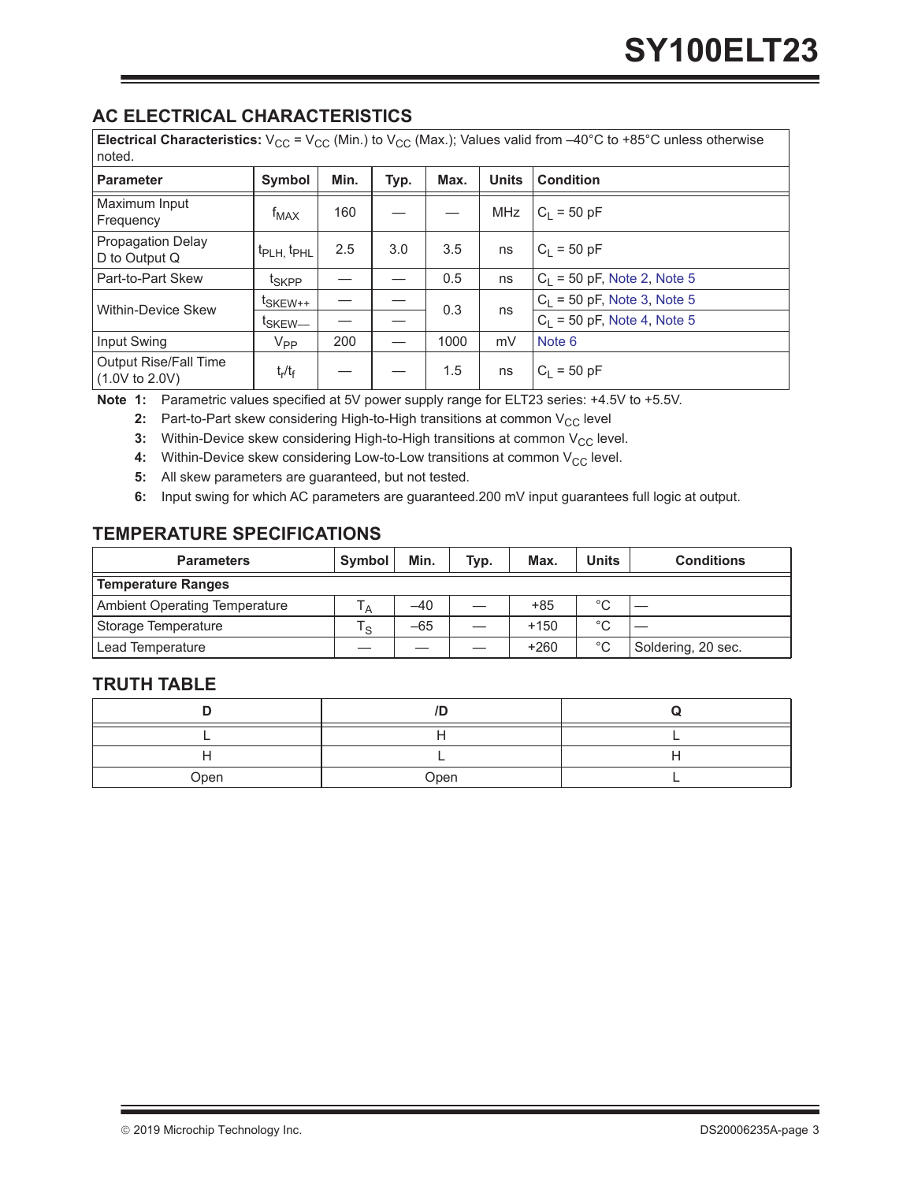## AC ELECTRICAL CHARACTERISTICS

| **Electrical Characteristics:** $V_{CC} = V_{CC}$ (Min.) to $V_{CC}$ (Max.); Values valid from –40°C to +85°C unless otherwise noted. | | | | | | |
|---|---|---|---|---|---|---|
| **Parameter** | **Symbol** | **Min.** | **Typ.** | **Max.** | **Units** | **Condition** |
| Maximum Input Frequency | $f_{MAX}$ | 160 | — | — | MHz | $C_L$ = 50 pF |
| Propagation Delay D to Output Q | $t_{PLH}$, $t_{PHL}$ | 2.5 | 3.0 | 3.5 | ns | $C_L$ = 50 pF |
| Part-to-Part Skew | $t_{SKPP}$ | — | — | 0.5 | ns | $C_L$ = 50 pF, Note 2, Note 5 |
| Within-Device Skew | $t_{SKEW++}$ | — | — | 0.3 | ns | $C_L$ = 50 pF, Note 3, Note 5 |
| | $t_{SKEW—}$ | — | — | | | $C_L$ = 50 pF, Note 4, Note 5 |
| Input Swing | $V_{PP}$ | 200 | — | 1000 | mV | Note 6 |
| Output Rise/Fall Time (1.0V to 2.0V) | $t_r/t_f$ | — | — | 1.5 | ns | $C_L$ = 50 pF |

**Note 1:** Parametric values specified at 5V power supply range for ELT23 series: +4.5V to +5.5V.

**2:** Part-to-Part skew considering High-to-High transitions at common $V_{CC}$ level

**3:** Within-Device skew considering High-to-High transitions at common $V_{CC}$ level.

**4:** Within-Device skew considering Low-to-Low transitions at common $V_{CC}$ level.

**5:** All skew parameters are guaranteed, but not tested.

**6:** Input swing for which AC parameters are guaranteed.200 mV input guarantees full logic at output.

## TEMPERATURE SPECIFICATIONS

| Parameters | Symbol | Min. | Typ. | Max. | Units | Conditions |
|---|---|---|---|---|---|---|
| **Temperature Ranges** | | | | | | |
| Ambient Operating Temperature | $T_A$ | –40 | — | +85 | °C | — |
| Storage Temperature | $T_S$ | –65 | — | +150 | °C | — |
| Lead Temperature | — | — | — | +260 | °C | Soldering, 20 sec. |

## TRUTH TABLE

| D | /D | Q |
|---|---|---|
| L | H | L |
| H | L | H |
| Open | Open | L |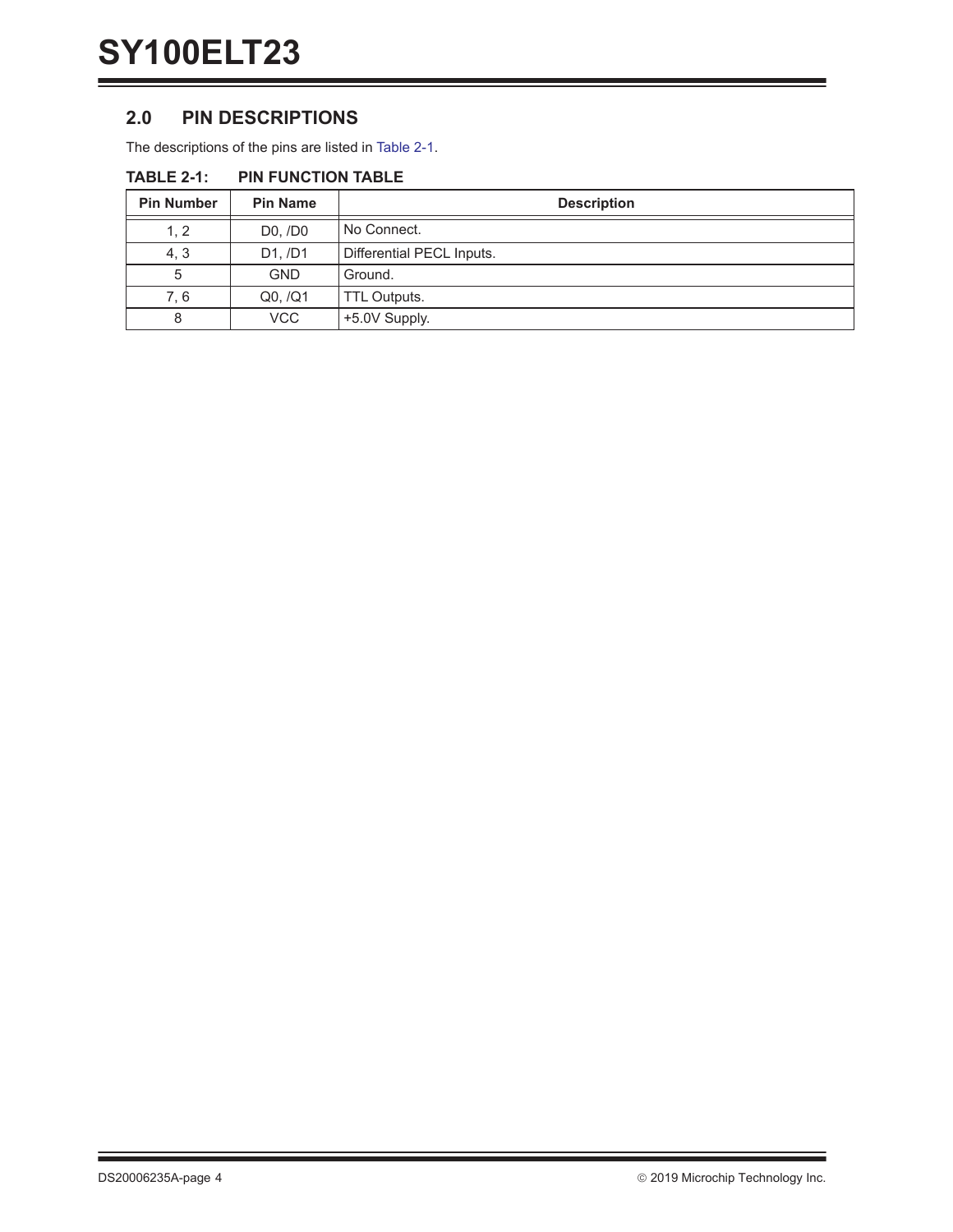## 2.0 PIN DESCRIPTIONS

The descriptions of the pins are listed in Table 2-1.

**TABLE 2-1: PIN FUNCTION TABLE**

| Pin Number | Pin Name | Description |
|---|---|---|
| 1, 2 | D0, /D0 | No Connect. |
| 4, 3 | D1, /D1 | Differential PECL Inputs. |
| 5 | GND | Ground. |
| 7, 6 | Q0, /Q1 | TTL Outputs. |
| 8 | VCC | +5.0V Supply. |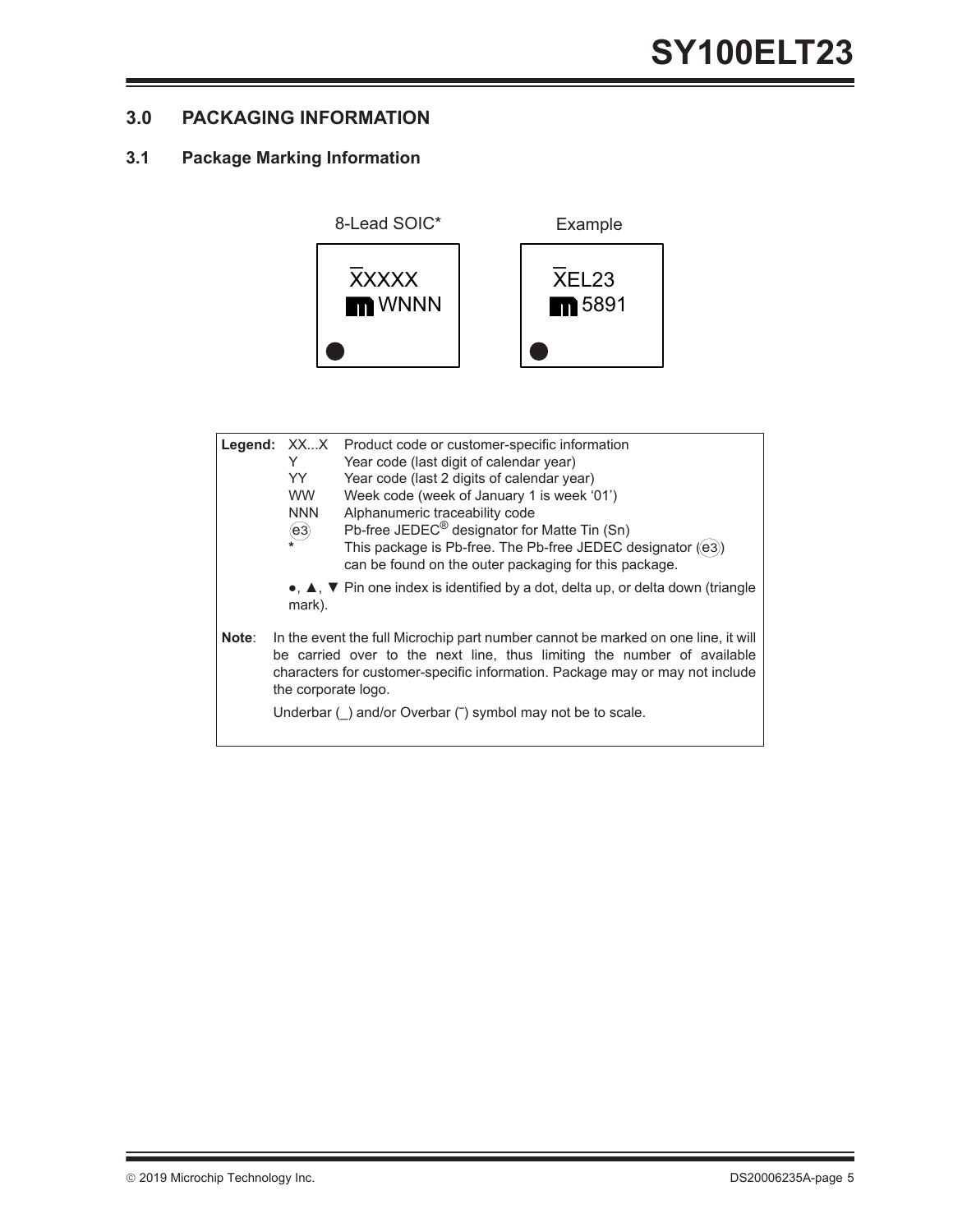## 3.0 PACKAGING INFORMATION

### 3.1 Package Marking Information

| 8-Lead SOIC* | Example |
|---|---|
| X̄XXXX<br>WNNN | X̄EL23<br>5891 |

| Legend: | | |
|---|---|---|
| | XX...X | Product code or customer-specific information |
| | Y | Year code (last digit of calendar year) |
| | YY | Year code (last 2 digits of calendar year) |
| | WW | Week code (week of January 1 is week '01') |
| | NNN | Alphanumeric traceability code |
| | (e3) | Pb-free JEDEC® designator for Matte Tin (Sn) |
| | * | This package is Pb-free. The Pb-free JEDEC designator ((e3)) can be found on the outer packaging for this package. |
| | ●, ▲, ▼ | Pin one index is identified by a dot, delta up, or delta down (triangle mark). |

**Note**: In the event the full Microchip part number cannot be marked on one line, it will be carried over to the next line, thus limiting the number of available characters for customer-specific information. Package may or may not include the corporate logo.

Underbar (_) and/or Overbar (‾) symbol may not be to scale.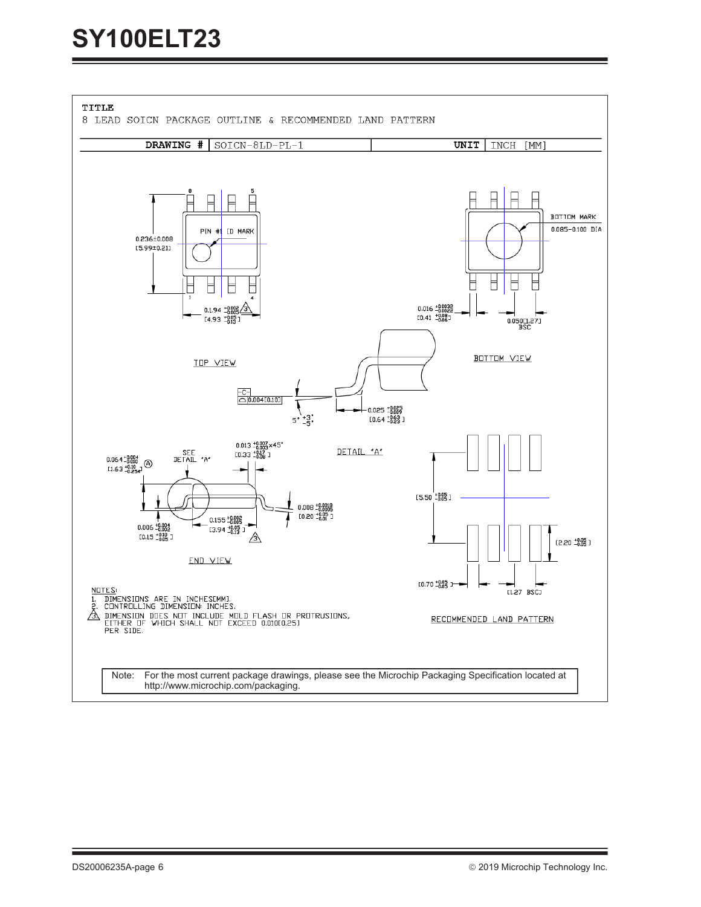TITLE

8 LEAD SOICN PACKAGE OUTLINE & RECOMMENDED LAND PATTERN

| DRAWING # | SOICN-8LD-PL-1 | UNIT | INCH [MM] |
| --- | --- | --- | --- |

TOP VIEW

BOTTOM VIEW

END VIEW

DETAIL "A"

RECOMMENDED LAND PATTERN

NOTES:

1. DIMENSIONS ARE IN INCHES[MM].
2. CONTROLLING DIMENSION: INCHES.
3. DIMENSION DOES NOT INCLUDE MOLD FLASH OR PROTRUSIONS, EITHER OF WHICH SHALL NOT EXCEED 0.010[0.25] PER SIDE.

Note: For the most current package drawings, please see the Microchip Packaging Specification located at http://www.microchip.com/packaging.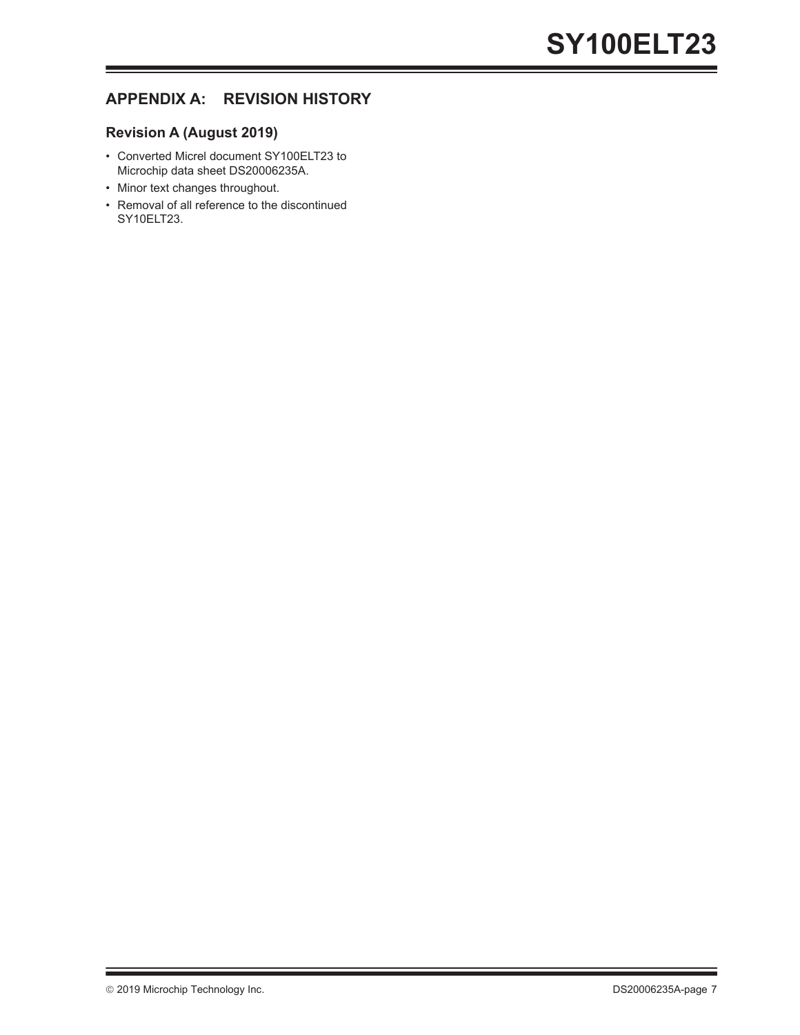## APPENDIX A: REVISION HISTORY

### Revision A (August 2019)

- Converted Micrel document SY100ELT23 to Microchip data sheet DS20006235A.
- Minor text changes throughout.
- Removal of all reference to the discontinued SY10ELT23.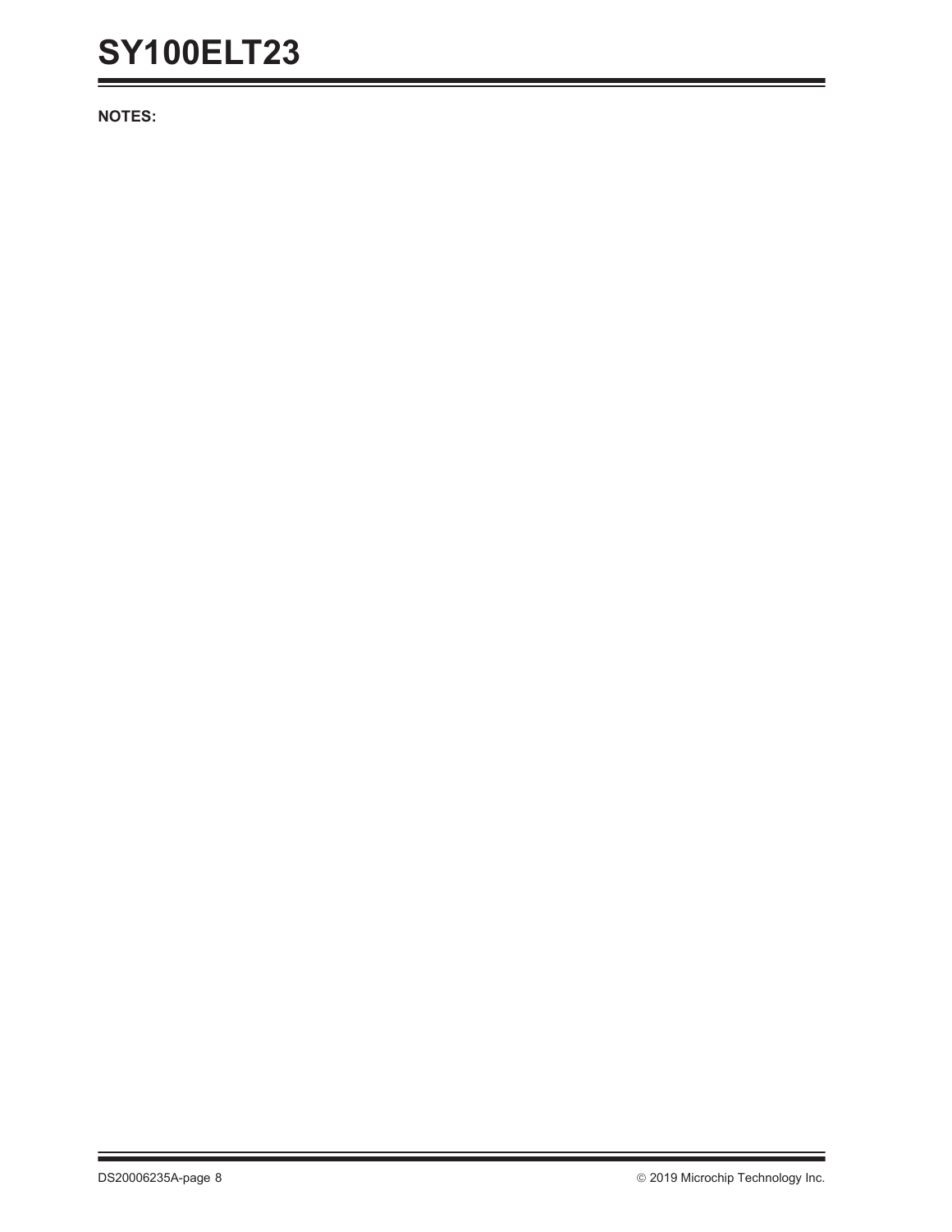**NOTES:**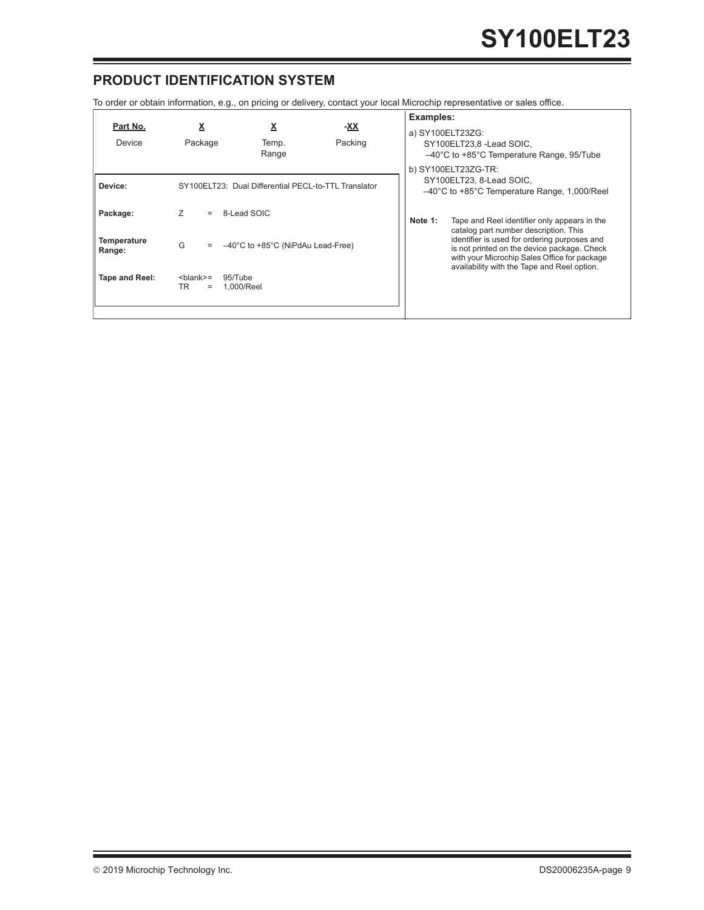## PRODUCT IDENTIFICATION SYSTEM

To order or obtain information, e.g., on pricing or delivery, contact your local Microchip representative or sales office.

| Part No. | X | X | -XX |
|---|---|---|---|
| Device | Package | Temp. Range | Packing |

| | |
|---|---|
| **Device:** | SY100ELT23: Dual Differential PECL-to-TTL Translator |
| **Package:** | Z = 8-Lead SOIC |
| **Temperature Range:** | G = –40°C to +85°C (NiPdAu Lead-Free) |
| **Tape and Reel:** | <blank>= 95/Tube<br>TR = 1,000/Reel |

**Examples:**

a) SY100ELT23ZG:
SY100ELT23,8 -Lead SOIC,
–40°C to +85°C Temperature Range, 95/Tube

b) SY100ELT23ZG-TR:
SY100ELT23, 8-Lead SOIC,
–40°C to +85°C Temperature Range, 1,000/Reel

**Note 1:** Tape and Reel identifier only appears in the catalog part number description. This identifier is used for ordering purposes and is not printed on the device package. Check with your Microchip Sales Office for package availability with the Tape and Reel option.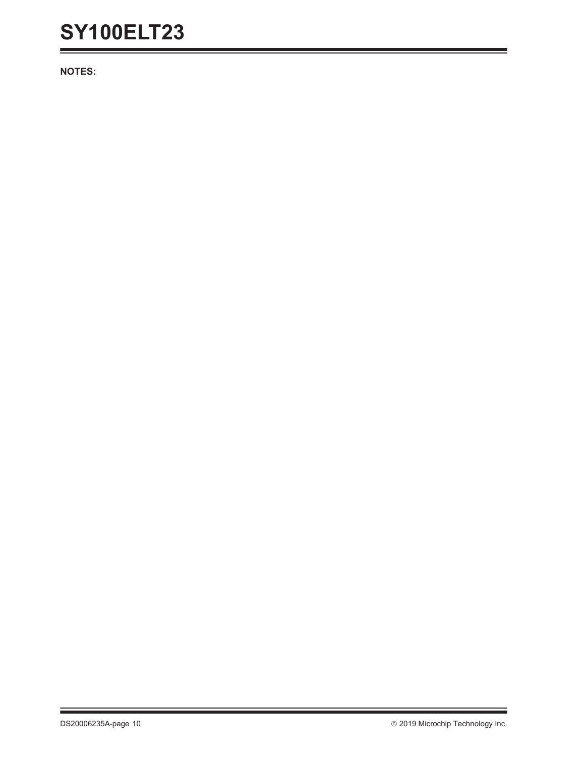**NOTES:**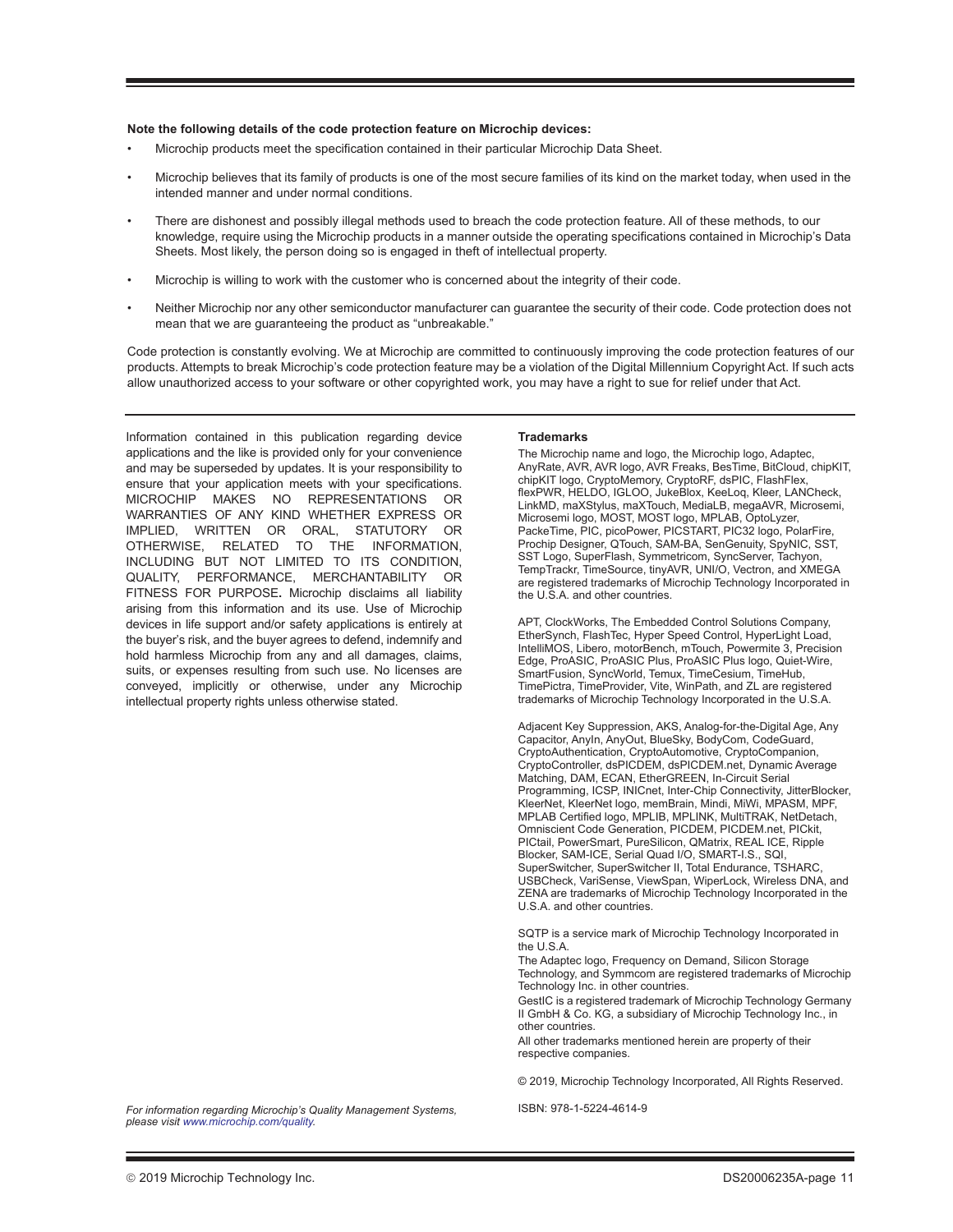**Note the following details of the code protection feature on Microchip devices:**

- Microchip products meet the specification contained in their particular Microchip Data Sheet.
- Microchip believes that its family of products is one of the most secure families of its kind on the market today, when used in the intended manner and under normal conditions.
- There are dishonest and possibly illegal methods used to breach the code protection feature. All of these methods, to our knowledge, require using the Microchip products in a manner outside the operating specifications contained in Microchip's Data Sheets. Most likely, the person doing so is engaged in theft of intellectual property.
- Microchip is willing to work with the customer who is concerned about the integrity of their code.
- Neither Microchip nor any other semiconductor manufacturer can guarantee the security of their code. Code protection does not mean that we are guaranteeing the product as "unbreakable."

Code protection is constantly evolving. We at Microchip are committed to continuously improving the code protection features of our products. Attempts to break Microchip's code protection feature may be a violation of the Digital Millennium Copyright Act. If such acts allow unauthorized access to your software or other copyrighted work, you may have a right to sue for relief under that Act.

Information contained in this publication regarding device applications and the like is provided only for your convenience and may be superseded by updates. It is your responsibility to ensure that your application meets with your specifications. MICROCHIP MAKES NO REPRESENTATIONS OR WARRANTIES OF ANY KIND WHETHER EXPRESS OR IMPLIED, WRITTEN OR ORAL, STATUTORY OR OTHERWISE, RELATED TO THE INFORMATION, INCLUDING BUT NOT LIMITED TO ITS CONDITION, QUALITY, PERFORMANCE, MERCHANTABILITY OR FITNESS FOR PURPOSE. Microchip disclaims all liability arising from this information and its use. Use of Microchip devices in life support and/or safety applications is entirely at the buyer's risk, and the buyer agrees to defend, indemnify and hold harmless Microchip from any and all damages, claims, suits, or expenses resulting from such use. No licenses are conveyed, implicitly or otherwise, under any Microchip intellectual property rights unless otherwise stated.

*For information regarding Microchip's Quality Management Systems, please visit www.microchip.com/quality.*

**Trademarks**

The Microchip name and logo, the Microchip logo, Adaptec, AnyRate, AVR, AVR logo, AVR Freaks, BesTime, BitCloud, chipKIT, chipKIT logo, CryptoMemory, CryptoRF, dsPIC, FlashFlex, flexPWR, HELDO, IGLOO, JukeBlox, KeeLoq, Kleer, LANCheck, LinkMD, maXStylus, maXTouch, MediaLB, megaAVR, Microsemi, Microsemi logo, MOST, MOST logo, MPLAB, OptoLyzer, PackeTime, PIC, picoPower, PICSTART, PIC32 logo, PolarFire, Prochip Designer, QTouch, SAM-BA, SenGenuity, SpyNIC, SST, SST Logo, SuperFlash, Symmetricom, SyncServer, Tachyon, TempTrackr, TimeSource, tinyAVR, UNI/O, Vectron, and XMEGA are registered trademarks of Microchip Technology Incorporated in the U.S.A. and other countries.

APT, ClockWorks, The Embedded Control Solutions Company, EtherSynch, FlashTec, Hyper Speed Control, HyperLight Load, IntelliMOS, Libero, motorBench, mTouch, Powermite 3, Precision Edge, ProASIC, ProASIC Plus, ProASIC Plus logo, Quiet-Wire, SmartFusion, SyncWorld, Temux, TimeCesium, TimeHub, TimePictra, TimeProvider, Vite, WinPath, and ZL are registered trademarks of Microchip Technology Incorporated in the U.S.A.

Adjacent Key Suppression, AKS, Analog-for-the-Digital Age, Any Capacitor, AnyIn, AnyOut, BlueSky, BodyCom, CodeGuard, CryptoAuthentication, CryptoAutomotive, CryptoCompanion, CryptoController, dsPICDEM, dsPICDEM.net, Dynamic Average Matching, DAM, ECAN, EtherGREEN, In-Circuit Serial Programming, ICSP, INICnet, Inter-Chip Connectivity, JitterBlocker, KleerNet, KleerNet logo, memBrain, Mindi, MiWi, MPASM, MPF, MPLAB Certified logo, MPLIB, MPLINK, MultiTRAK, NetDetach, Omniscient Code Generation, PICDEM, PICDEM.net, PICkit, PICtail, PowerSmart, PureSilicon, QMatrix, REAL ICE, Ripple Blocker, SAM-ICE, Serial Quad I/O, SMART-I.S., SQI, SuperSwitcher, SuperSwitcher II, Total Endurance, TSHARC, USBCheck, VariSense, ViewSpan, WiperLock, Wireless DNA, and ZENA are trademarks of Microchip Technology Incorporated in the U.S.A. and other countries.

SQTP is a service mark of Microchip Technology Incorporated in the U.S.A.

The Adaptec logo, Frequency on Demand, Silicon Storage Technology, and Symmcom are registered trademarks of Microchip Technology Inc. in other countries.

GestIC is a registered trademark of Microchip Technology Germany II GmbH & Co. KG, a subsidiary of Microchip Technology Inc., in other countries.

All other trademarks mentioned herein are property of their respective companies.

© 2019, Microchip Technology Incorporated, All Rights Reserved.

ISBN: 978-1-5224-4614-9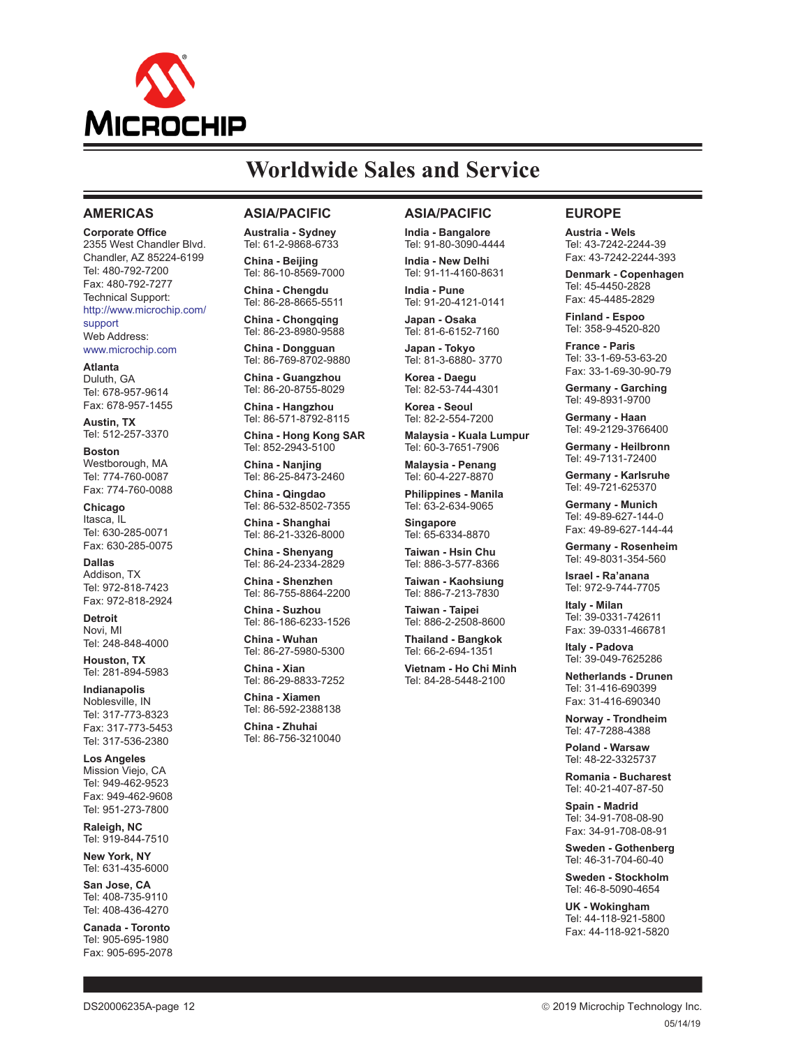# Worldwide Sales and Service

## AMERICAS

**Corporate Office**
2355 West Chandler Blvd.
Chandler, AZ 85224-6199
Tel: 480-792-7200
Fax: 480-792-7277
Technical Support:
http://www.microchip.com/support
Web Address:
www.microchip.com

**Atlanta**
Duluth, GA
Tel: 678-957-9614
Fax: 678-957-1455

**Austin, TX**
Tel: 512-257-3370

**Boston**
Westborough, MA
Tel: 774-760-0087
Fax: 774-760-0088

**Chicago**
Itasca, IL
Tel: 630-285-0071
Fax: 630-285-0075

**Dallas**
Addison, TX
Tel: 972-818-7423
Fax: 972-818-2924

**Detroit**
Novi, MI
Tel: 248-848-4000

**Houston, TX**
Tel: 281-894-5983

**Indianapolis**
Noblesville, IN
Tel: 317-773-8323
Fax: 317-773-5453
Tel: 317-536-2380

**Los Angeles**
Mission Viejo, CA
Tel: 949-462-9523
Fax: 949-462-9608
Tel: 951-273-7800

**Raleigh, NC**
Tel: 919-844-7510

**New York, NY**
Tel: 631-435-6000

**San Jose, CA**
Tel: 408-735-9110
Tel: 408-436-4270

**Canada - Toronto**
Tel: 905-695-1980
Fax: 905-695-2078

## ASIA/PACIFIC

**Australia - Sydney**
Tel: 61-2-9868-6733

**China - Beijing**
Tel: 86-10-8569-7000

**China - Chengdu**
Tel: 86-28-8665-5511

**China - Chongqing**
Tel: 86-23-8980-9588

**China - Dongguan**
Tel: 86-769-8702-9880

**China - Guangzhou**
Tel: 86-20-8755-8029

**China - Hangzhou**
Tel: 86-571-8792-8115

**China - Hong Kong SAR**
Tel: 852-2943-5100

**China - Nanjing**
Tel: 86-25-8473-2460

**China - Qingdao**
Tel: 86-532-8502-7355

**China - Shanghai**
Tel: 86-21-3326-8000

**China - Shenyang**
Tel: 86-24-2334-2829

**China - Shenzhen**
Tel: 86-755-8864-2200

**China - Suzhou**
Tel: 86-186-6233-1526

**China - Wuhan**
Tel: 86-27-5980-5300

**China - Xian**
Tel: 86-29-8833-7252

**China - Xiamen**
Tel: 86-592-2388138

**China - Zhuhai**
Tel: 86-756-3210040

## ASIA/PACIFIC

**India - Bangalore**
Tel: 91-80-3090-4444

**India - New Delhi**
Tel: 91-11-4160-8631

**India - Pune**
Tel: 91-20-4121-0141

**Japan - Osaka**
Tel: 81-6-6152-7160

**Japan - Tokyo**
Tel: 81-3-6880- 3770

**Korea - Daegu**
Tel: 82-53-744-4301

**Korea - Seoul**
Tel: 82-2-554-7200

**Malaysia - Kuala Lumpur**
Tel: 60-3-7651-7906

**Malaysia - Penang**
Tel: 60-4-227-8870

**Philippines - Manila**
Tel: 63-2-634-9065

**Singapore**
Tel: 65-6334-8870

**Taiwan - Hsin Chu**
Tel: 886-3-577-8366

**Taiwan - Kaohsiung**
Tel: 886-7-213-7830

**Taiwan - Taipei**
Tel: 886-2-2508-8600

**Thailand - Bangkok**
Tel: 66-2-694-1351

**Vietnam - Ho Chi Minh**
Tel: 84-28-5448-2100

## EUROPE

**Austria - Wels**
Tel: 43-7242-2244-39
Fax: 43-7242-2244-393

**Denmark - Copenhagen**
Tel: 45-4450-2828
Fax: 45-4485-2829

**Finland - Espoo**
Tel: 358-9-4520-820

**France - Paris**
Tel: 33-1-69-53-63-20
Fax: 33-1-69-30-90-79

**Germany - Garching**
Tel: 49-8931-9700

**Germany - Haan**
Tel: 49-2129-3766400

**Germany - Heilbronn**
Tel: 49-7131-72400

**Germany - Karlsruhe**
Tel: 49-721-625370

**Germany - Munich**
Tel: 49-89-627-144-0
Fax: 49-89-627-144-44

**Germany - Rosenheim**
Tel: 49-8031-354-560

**Israel - Ra'anana**
Tel: 972-9-744-7705

**Italy - Milan**
Tel: 39-0331-742611
Fax: 39-0331-466781

**Italy - Padova**
Tel: 39-049-7625286

**Netherlands - Drunen**
Tel: 31-416-690399
Fax: 31-416-690340

**Norway - Trondheim**
Tel: 47-7288-4388

**Poland - Warsaw**
Tel: 48-22-3325737

**Romania - Bucharest**
Tel: 40-21-407-87-50

**Spain - Madrid**
Tel: 34-91-708-08-90
Fax: 34-91-708-08-91

**Sweden - Gothenberg**
Tel: 46-31-704-60-40

**Sweden - Stockholm**
Tel: 46-8-5090-4654

**UK - Wokingham**
Tel: 44-118-921-5800
Fax: 44-118-921-5820

05/14/19